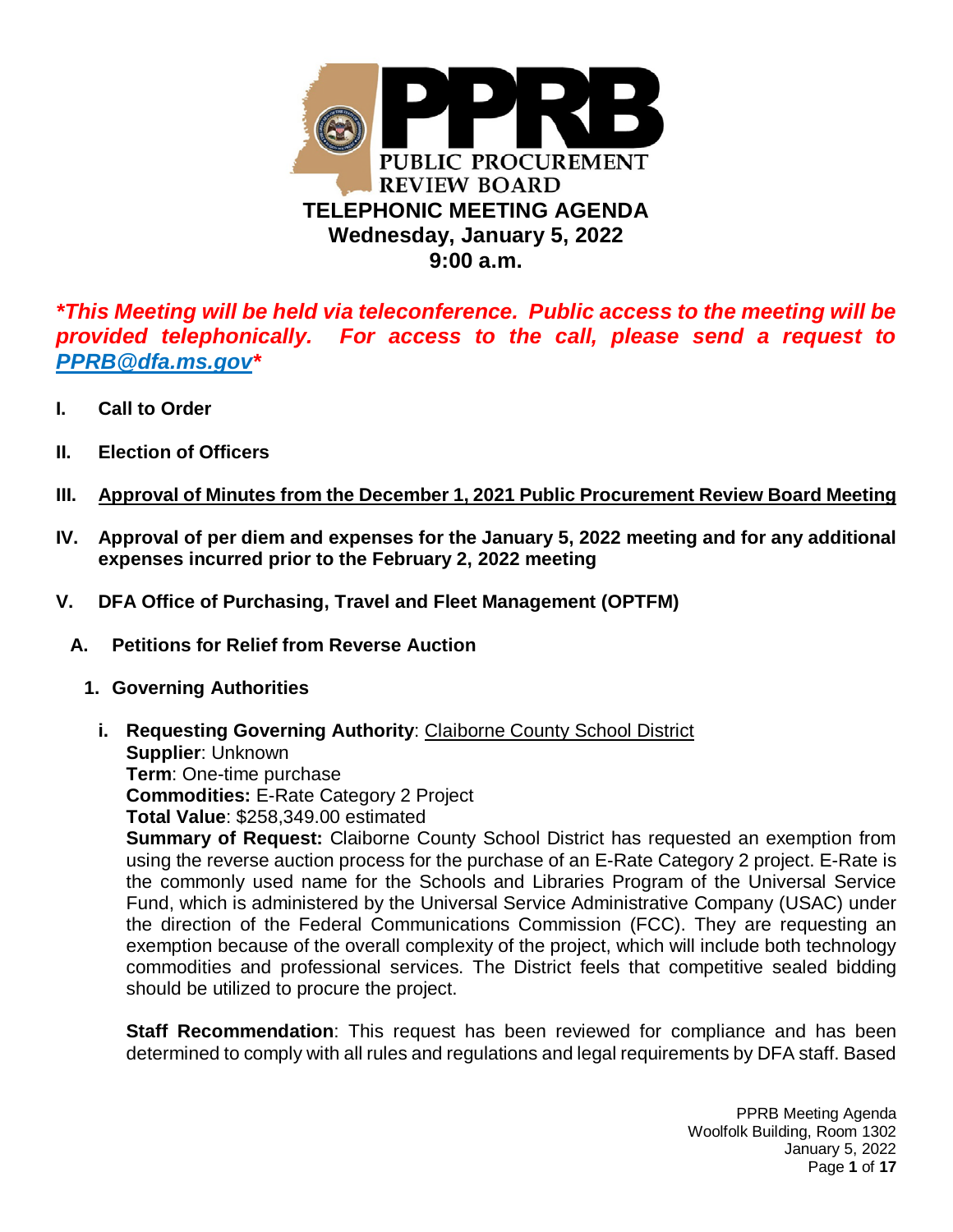# PUBLIC PROCUREMENT REVIEW BOARD

## TELEPHONIC MEETING AGENDA
## Wednesday, January 5, 2022
## 9:00 a.m.

***This Meeting will be held via teleconference. Public access to the meeting will be provided telephonically. For access to the call, please send a request to [PPRB@dfa.ms.gov](mailto:PPRB@dfa.ms.gov)****

**I. Call to Order**

**II. Election of Officers**

**III. Approval of Minutes from the December 1, 2021 Public Procurement Review Board Meeting**

**IV. Approval of per diem and expenses for the January 5, 2022 meeting and for any additional expenses incurred prior to the February 2, 2022 meeting**

**V. DFA Office of Purchasing, Travel and Fleet Management (OPTFM)**

**A. Petitions for Relief from Reverse Auction**

**1. Governing Authorities**

**i. Requesting Governing Authority**: Claiborne County School District
**Supplier**: Unknown
**Term**: One-time purchase
**Commodities:** E-Rate Category 2 Project
**Total Value**: $258,349.00 estimated
**Summary of Request:** Claiborne County School District has requested an exemption from using the reverse auction process for the purchase of an E-Rate Category 2 project. E-Rate is the commonly used name for the Schools and Libraries Program of the Universal Service Fund, which is administered by the Universal Service Administrative Company (USAC) under the direction of the Federal Communications Commission (FCC). They are requesting an exemption because of the overall complexity of the project, which will include both technology commodities and professional services. The District feels that competitive sealed bidding should be utilized to procure the project.

**Staff Recommendation**: This request has been reviewed for compliance and has been determined to comply with all rules and regulations and legal requirements by DFA staff. Based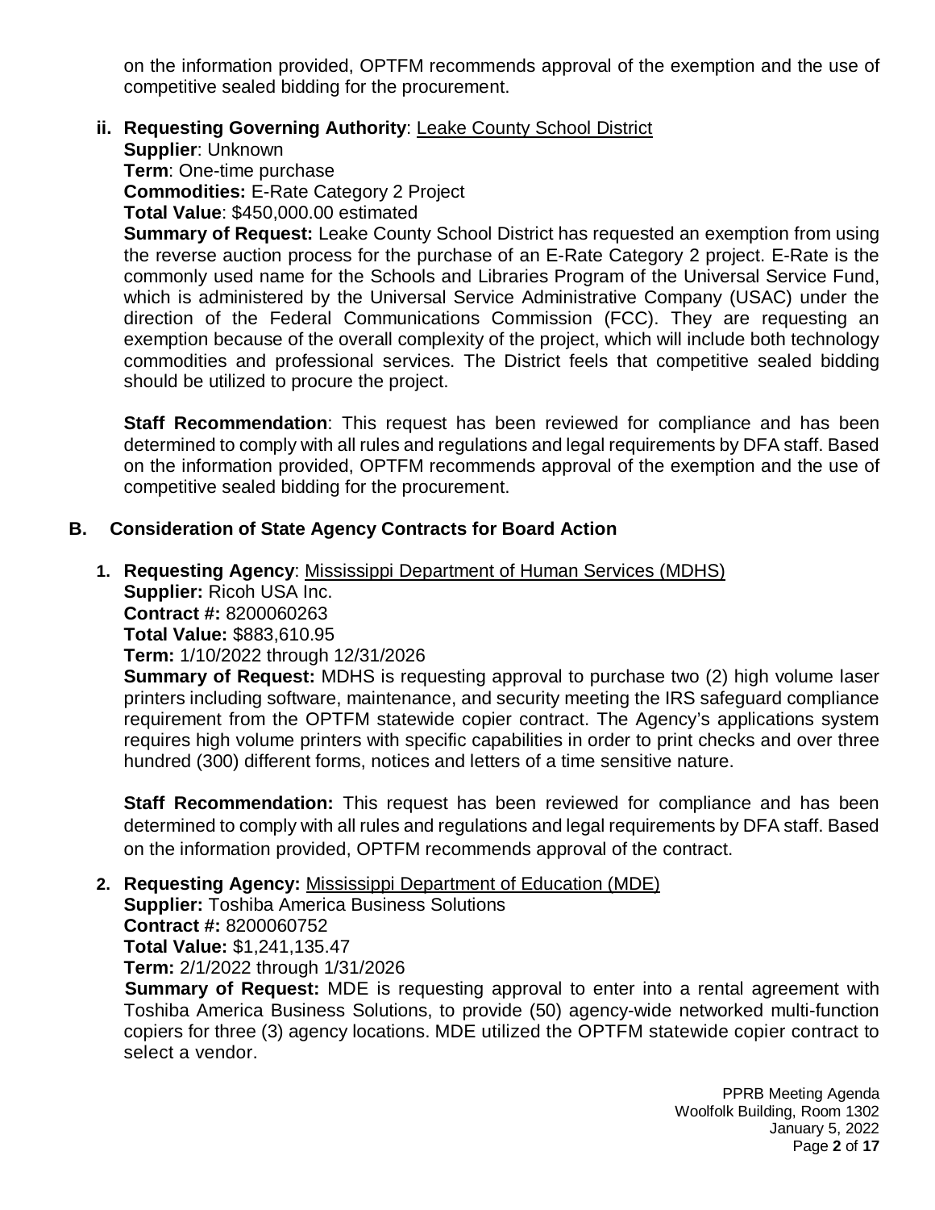on the information provided, OPTFM recommends approval of the exemption and the use of competitive sealed bidding for the procurement.

**ii. Requesting Governing Authority**: Leake County School District

**Supplier**: Unknown
**Term**: One-time purchase
**Commodities:** E-Rate Category 2 Project
**Total Value**: $450,000.00 estimated

**Summary of Request:** Leake County School District has requested an exemption from using the reverse auction process for the purchase of an E-Rate Category 2 project. E-Rate is the commonly used name for the Schools and Libraries Program of the Universal Service Fund, which is administered by the Universal Service Administrative Company (USAC) under the direction of the Federal Communications Commission (FCC). They are requesting an exemption because of the overall complexity of the project, which will include both technology commodities and professional services. The District feels that competitive sealed bidding should be utilized to procure the project.

**Staff Recommendation**: This request has been reviewed for compliance and has been determined to comply with all rules and regulations and legal requirements by DFA staff. Based on the information provided, OPTFM recommends approval of the exemption and the use of competitive sealed bidding for the procurement.

## B. Consideration of State Agency Contracts for Board Action

**1. Requesting Agency**: Mississippi Department of Human Services (MDHS)

**Supplier:** Ricoh USA Inc.
**Contract #:** 8200060263
**Total Value:** $883,610.95
**Term:** 1/10/2022 through 12/31/2026

**Summary of Request:** MDHS is requesting approval to purchase two (2) high volume laser printers including software, maintenance, and security meeting the IRS safeguard compliance requirement from the OPTFM statewide copier contract. The Agency's applications system requires high volume printers with specific capabilities in order to print checks and over three hundred (300) different forms, notices and letters of a time sensitive nature.

**Staff Recommendation:** This request has been reviewed for compliance and has been determined to comply with all rules and regulations and legal requirements by DFA staff. Based on the information provided, OPTFM recommends approval of the contract.

**2. Requesting Agency:** Mississippi Department of Education (MDE)

**Supplier:** Toshiba America Business Solutions
**Contract #:** 8200060752
**Total Value:** $1,241,135.47
**Term:** 2/1/2022 through 1/31/2026

**Summary of Request:** MDE is requesting approval to enter into a rental agreement with Toshiba America Business Solutions, to provide (50) agency-wide networked multi-function copiers for three (3) agency locations. MDE utilized the OPTFM statewide copier contract to select a vendor.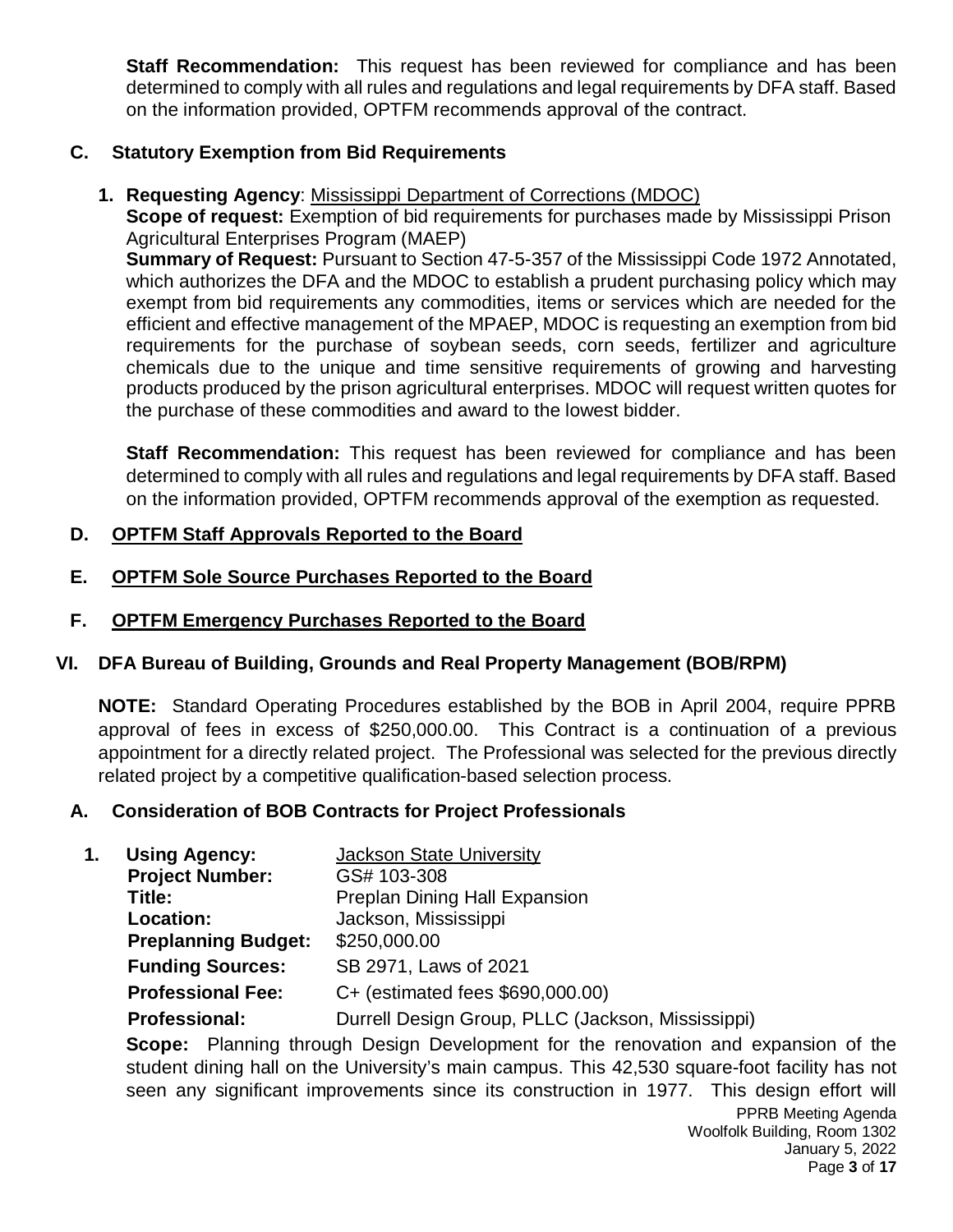**Staff Recommendation:** This request has been reviewed for compliance and has been determined to comply with all rules and regulations and legal requirements by DFA staff. Based on the information provided, OPTFM recommends approval of the contract.

### C. Statutory Exemption from Bid Requirements

**1. Requesting Agency**: Mississippi Department of Corrections (MDOC)

**Scope of request:** Exemption of bid requirements for purchases made by Mississippi Prison Agricultural Enterprises Program (MAEP)

**Summary of Request:** Pursuant to Section 47-5-357 of the Mississippi Code 1972 Annotated, which authorizes the DFA and the MDOC to establish a prudent purchasing policy which may exempt from bid requirements any commodities, items or services which are needed for the efficient and effective management of the MPAEP, MDOC is requesting an exemption from bid requirements for the purchase of soybean seeds, corn seeds, fertilizer and agriculture chemicals due to the unique and time sensitive requirements of growing and harvesting products produced by the prison agricultural enterprises. MDOC will request written quotes for the purchase of these commodities and award to the lowest bidder.

**Staff Recommendation:** This request has been reviewed for compliance and has been determined to comply with all rules and regulations and legal requirements by DFA staff. Based on the information provided, OPTFM recommends approval of the exemption as requested.

### D. OPTFM Staff Approvals Reported to the Board

### E. OPTFM Sole Source Purchases Reported to the Board

### F. OPTFM Emergency Purchases Reported to the Board

## VI. DFA Bureau of Building, Grounds and Real Property Management (BOB/RPM)

**NOTE:** Standard Operating Procedures established by the BOB in April 2004, require PPRB approval of fees in excess of $250,000.00. This Contract is a continuation of a previous appointment for a directly related project. The Professional was selected for the previous directly related project by a competitive qualification-based selection process.

### A. Consideration of BOB Contracts for Project Professionals

**1. Using Agency:** Jackson State University
**Project Number:** GS# 103-308
**Title:** Preplan Dining Hall Expansion
**Location:** Jackson, Mississippi
**Preplanning Budget:** $250,000.00
**Funding Sources:** SB 2971, Laws of 2021
**Professional Fee:** C+ (estimated fees $690,000.00)
**Professional:** Durrell Design Group, PLLC (Jackson, Mississippi)

**Scope:** Planning through Design Development for the renovation and expansion of the student dining hall on the University's main campus. This 42,530 square-foot facility has not seen any significant improvements since its construction in 1977. This design effort will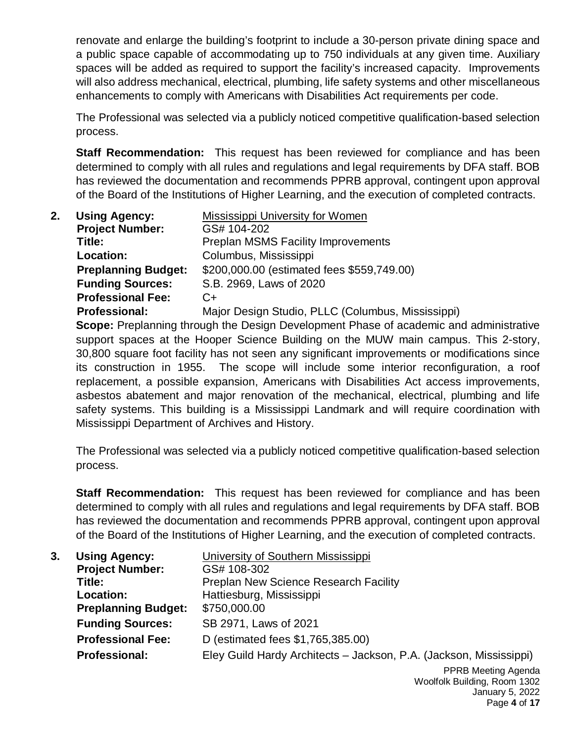renovate and enlarge the building's footprint to include a 30-person private dining space and a public space capable of accommodating up to 750 individuals at any given time. Auxiliary spaces will be added as required to support the facility's increased capacity. Improvements will also address mechanical, electrical, plumbing, life safety systems and other miscellaneous enhancements to comply with Americans with Disabilities Act requirements per code.

The Professional was selected via a publicly noticed competitive qualification-based selection process.

**Staff Recommendation:** This request has been reviewed for compliance and has been determined to comply with all rules and regulations and legal requirements by DFA staff. BOB has reviewed the documentation and recommends PPRB approval, contingent upon approval of the Board of the Institutions of Higher Learning, and the execution of completed contracts.

**2. Using Agency:** Mississippi University for Women
**Project Number:** GS# 104-202
**Title:** Preplan MSMS Facility Improvements
**Location:** Columbus, Mississippi
**Preplanning Budget:** $200,000.00 (estimated fees $559,749.00)
**Funding Sources:** S.B. 2969, Laws of 2020
**Professional Fee:** C+
**Professional:** Major Design Studio, PLLC (Columbus, Mississippi)
**Scope:** Preplanning through the Design Development Phase of academic and administrative support spaces at the Hooper Science Building on the MUW main campus. This 2-story, 30,800 square foot facility has not seen any significant improvements or modifications since its construction in 1955. The scope will include some interior reconfiguration, a roof replacement, a possible expansion, Americans with Disabilities Act access improvements, asbestos abatement and major renovation of the mechanical, electrical, plumbing and life safety systems. This building is a Mississippi Landmark and will require coordination with Mississippi Department of Archives and History.

The Professional was selected via a publicly noticed competitive qualification-based selection process.

**Staff Recommendation:** This request has been reviewed for compliance and has been determined to comply with all rules and regulations and legal requirements by DFA staff. BOB has reviewed the documentation and recommends PPRB approval, contingent upon approval of the Board of the Institutions of Higher Learning, and the execution of completed contracts.

**3. Using Agency:** University of Southern Mississippi
**Project Number:** GS# 108-302
**Title:** Preplan New Science Research Facility
**Location:** Hattiesburg, Mississippi
**Preplanning Budget:** $750,000.00
**Funding Sources:** SB 2971, Laws of 2021
**Professional Fee:** D (estimated fees $1,765,385.00)
**Professional:** Eley Guild Hardy Architects – Jackson, P.A. (Jackson, Mississippi)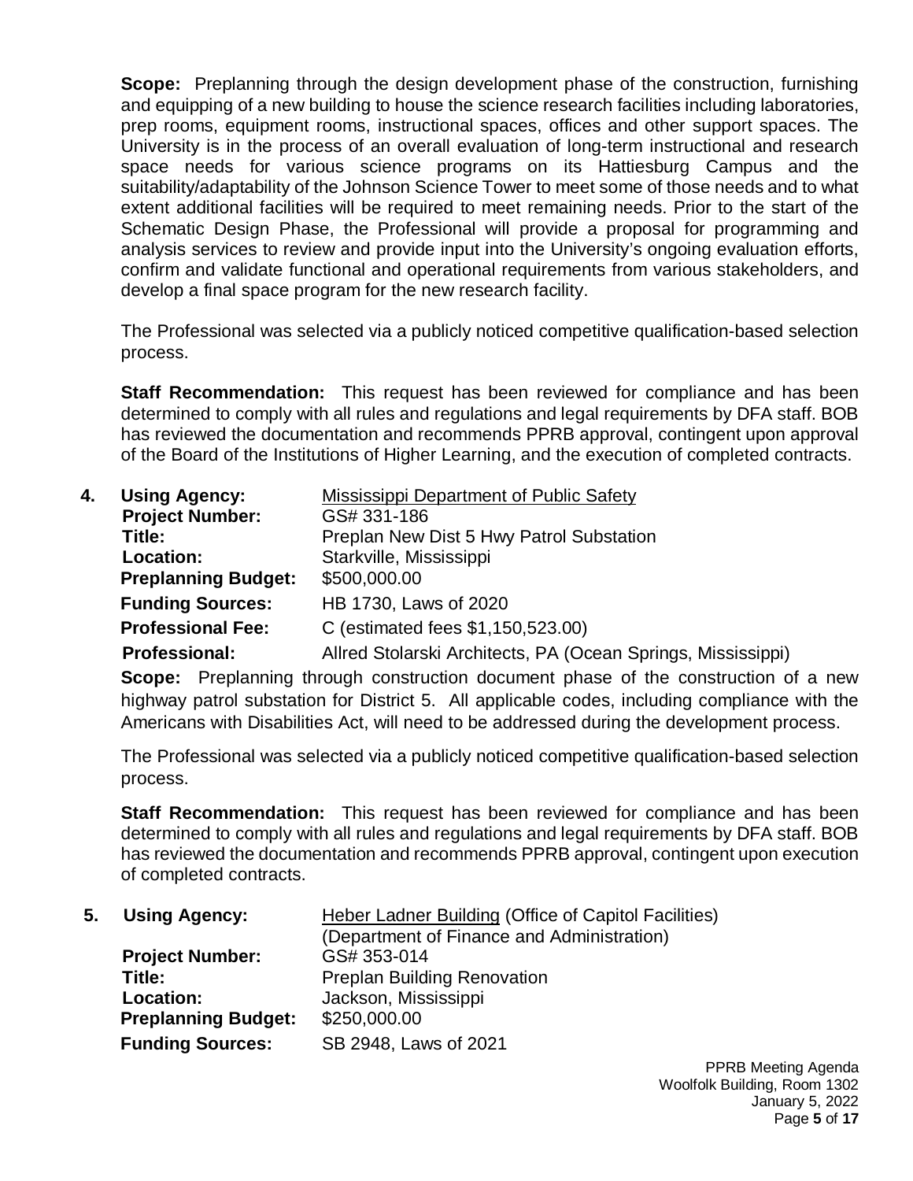**Scope:** Preplanning through the design development phase of the construction, furnishing and equipping of a new building to house the science research facilities including laboratories, prep rooms, equipment rooms, instructional spaces, offices and other support spaces. The University is in the process of an overall evaluation of long-term instructional and research space needs for various science programs on its Hattiesburg Campus and the suitability/adaptability of the Johnson Science Tower to meet some of those needs and to what extent additional facilities will be required to meet remaining needs. Prior to the start of the Schematic Design Phase, the Professional will provide a proposal for programming and analysis services to review and provide input into the University's ongoing evaluation efforts, confirm and validate functional and operational requirements from various stakeholders, and develop a final space program for the new research facility.

The Professional was selected via a publicly noticed competitive qualification-based selection process.

**Staff Recommendation:** This request has been reviewed for compliance and has been determined to comply with all rules and regulations and legal requirements by DFA staff. BOB has reviewed the documentation and recommends PPRB approval, contingent upon approval of the Board of the Institutions of Higher Learning, and the execution of completed contracts.

**4. Using Agency:** Mississippi Department of Public Safety
**Project Number:** GS# 331-186
**Title:** Preplan New Dist 5 Hwy Patrol Substation
**Location:** Starkville, Mississippi
**Preplanning Budget:** $500,000.00
**Funding Sources:** HB 1730, Laws of 2020
**Professional Fee:** C (estimated fees $1,150,523.00)
**Professional:** Allred Stolarski Architects, PA (Ocean Springs, Mississippi)

**Scope:** Preplanning through construction document phase of the construction of a new highway patrol substation for District 5. All applicable codes, including compliance with the Americans with Disabilities Act, will need to be addressed during the development process.

The Professional was selected via a publicly noticed competitive qualification-based selection process.

**Staff Recommendation:** This request has been reviewed for compliance and has been determined to comply with all rules and regulations and legal requirements by DFA staff. BOB has reviewed the documentation and recommends PPRB approval, contingent upon execution of completed contracts.

**5. Using Agency:** Heber Ladner Building (Office of Capitol Facilities) (Department of Finance and Administration)
**Project Number:** GS# 353-014
**Title:** Preplan Building Renovation
**Location:** Jackson, Mississippi
**Preplanning Budget:** $250,000.00
**Funding Sources:** SB 2948, Laws of 2021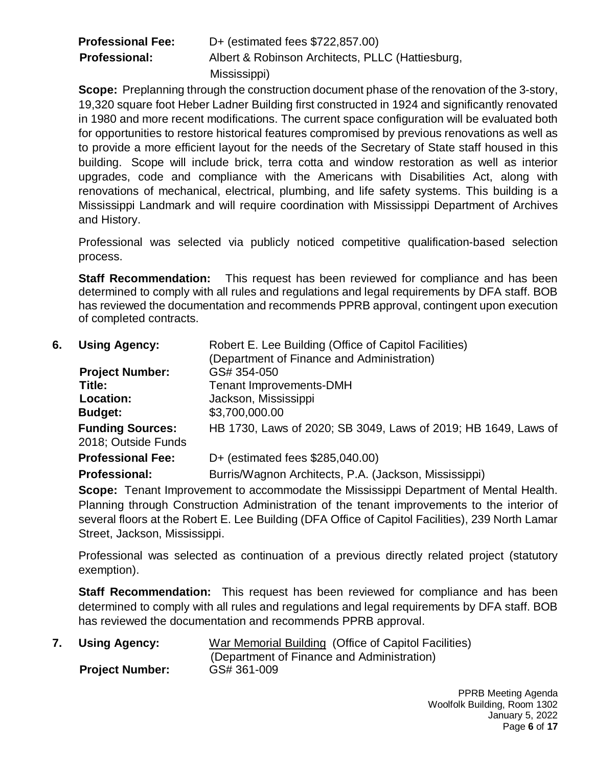**Professional Fee:** D+ (estimated fees $722,857.00)

**Professional:** Albert & Robinson Architects, PLLC (Hattiesburg, Mississippi)

**Scope:** Preplanning through the construction document phase of the renovation of the 3-story, 19,320 square foot Heber Ladner Building first constructed in 1924 and significantly renovated in 1980 and more recent modifications. The current space configuration will be evaluated both for opportunities to restore historical features compromised by previous renovations as well as to provide a more efficient layout for the needs of the Secretary of State staff housed in this building. Scope will include brick, terra cotta and window restoration as well as interior upgrades, code and compliance with the Americans with Disabilities Act, along with renovations of mechanical, electrical, plumbing, and life safety systems. This building is a Mississippi Landmark and will require coordination with Mississippi Department of Archives and History.

Professional was selected via publicly noticed competitive qualification-based selection process.

**Staff Recommendation:** This request has been reviewed for compliance and has been determined to comply with all rules and regulations and legal requirements by DFA staff. BOB has reviewed the documentation and recommends PPRB approval, contingent upon execution of completed contracts.

6. **Using Agency:** Robert E. Lee Building (Office of Capitol Facilities) (Department of Finance and Administration)

   **Project Number:** GS# 354-050

   **Title:** Tenant Improvements-DMH

   **Location:** Jackson, Mississippi

   **Budget:** $3,700,000.00

   **Funding Sources:** HB 1730, Laws of 2020; SB 3049, Laws of 2019; HB 1649, Laws of 2018; Outside Funds

   **Professional Fee:** D+ (estimated fees $285,040.00)

   **Professional:** Burris/Wagnon Architects, P.A. (Jackson, Mississippi)

   **Scope:** Tenant Improvement to accommodate the Mississippi Department of Mental Health. Planning through Construction Administration of the tenant improvements to the interior of several floors at the Robert E. Lee Building (DFA Office of Capitol Facilities), 239 North Lamar Street, Jackson, Mississippi.

   Professional was selected as continuation of a previous directly related project (statutory exemption).

   **Staff Recommendation:** This request has been reviewed for compliance and has been determined to comply with all rules and regulations and legal requirements by DFA staff. BOB has reviewed the documentation and recommends PPRB approval.

7. **Using Agency:** War Memorial Building (Office of Capitol Facilities) (Department of Finance and Administration)

   **Project Number:** GS# 361-009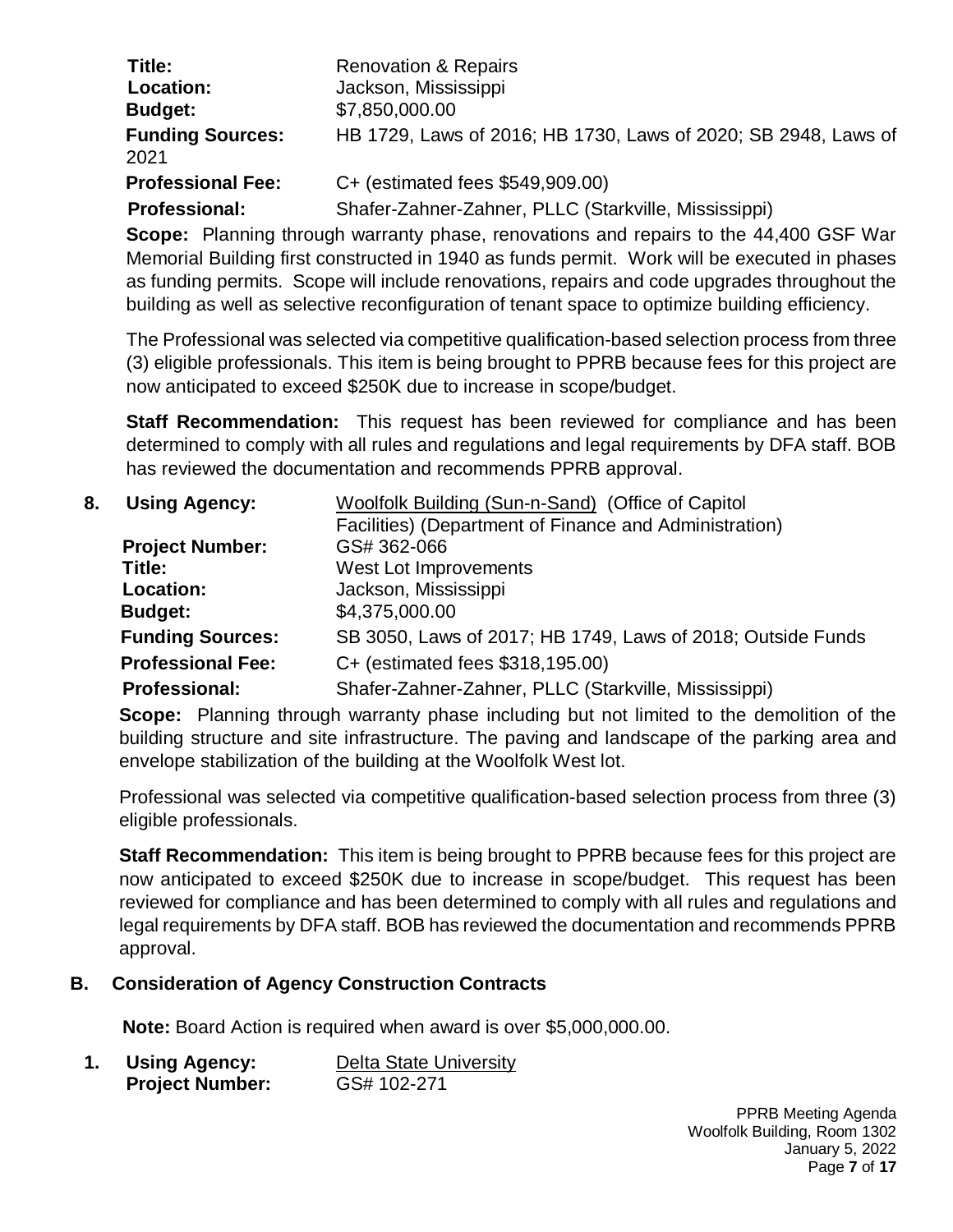**Title:** Renovation & Repairs
**Location:** Jackson, Mississippi
**Budget:** $7,850,000.00
**Funding Sources:** HB 1729, Laws of 2016; HB 1730, Laws of 2020; SB 2948, Laws of 2021
**Professional Fee:** C+ (estimated fees $549,909.00)
**Professional:** Shafer-Zahner-Zahner, PLLC (Starkville, Mississippi)

**Scope:** Planning through warranty phase, renovations and repairs to the 44,400 GSF War Memorial Building first constructed in 1940 as funds permit. Work will be executed in phases as funding permits. Scope will include renovations, repairs and code upgrades throughout the building as well as selective reconfiguration of tenant space to optimize building efficiency.

The Professional was selected via competitive qualification-based selection process from three (3) eligible professionals. This item is being brought to PPRB because fees for this project are now anticipated to exceed $250K due to increase in scope/budget.

**Staff Recommendation:** This request has been reviewed for compliance and has been determined to comply with all rules and regulations and legal requirements by DFA staff. BOB has reviewed the documentation and recommends PPRB approval.

**8. Using Agency:** Woolfolk Building (Sun-n-Sand) (Office of Capitol Facilities) (Department of Finance and Administration)
**Project Number:** GS# 362-066
**Title:** West Lot Improvements
**Location:** Jackson, Mississippi
**Budget:** $4,375,000.00
**Funding Sources:** SB 3050, Laws of 2017; HB 1749, Laws of 2018; Outside Funds
**Professional Fee:** C+ (estimated fees $318,195.00)
**Professional:** Shafer-Zahner-Zahner, PLLC (Starkville, Mississippi)

**Scope:** Planning through warranty phase including but not limited to the demolition of the building structure and site infrastructure. The paving and landscape of the parking area and envelope stabilization of the building at the Woolfolk West lot.

Professional was selected via competitive qualification-based selection process from three (3) eligible professionals.

**Staff Recommendation:** This item is being brought to PPRB because fees for this project are now anticipated to exceed $250K due to increase in scope/budget. This request has been reviewed for compliance and has been determined to comply with all rules and regulations and legal requirements by DFA staff. BOB has reviewed the documentation and recommends PPRB approval.

## B. Consideration of Agency Construction Contracts

**Note:** Board Action is required when award is over $5,000,000.00.

**1. Using Agency:** Delta State University
**Project Number:** GS# 102-271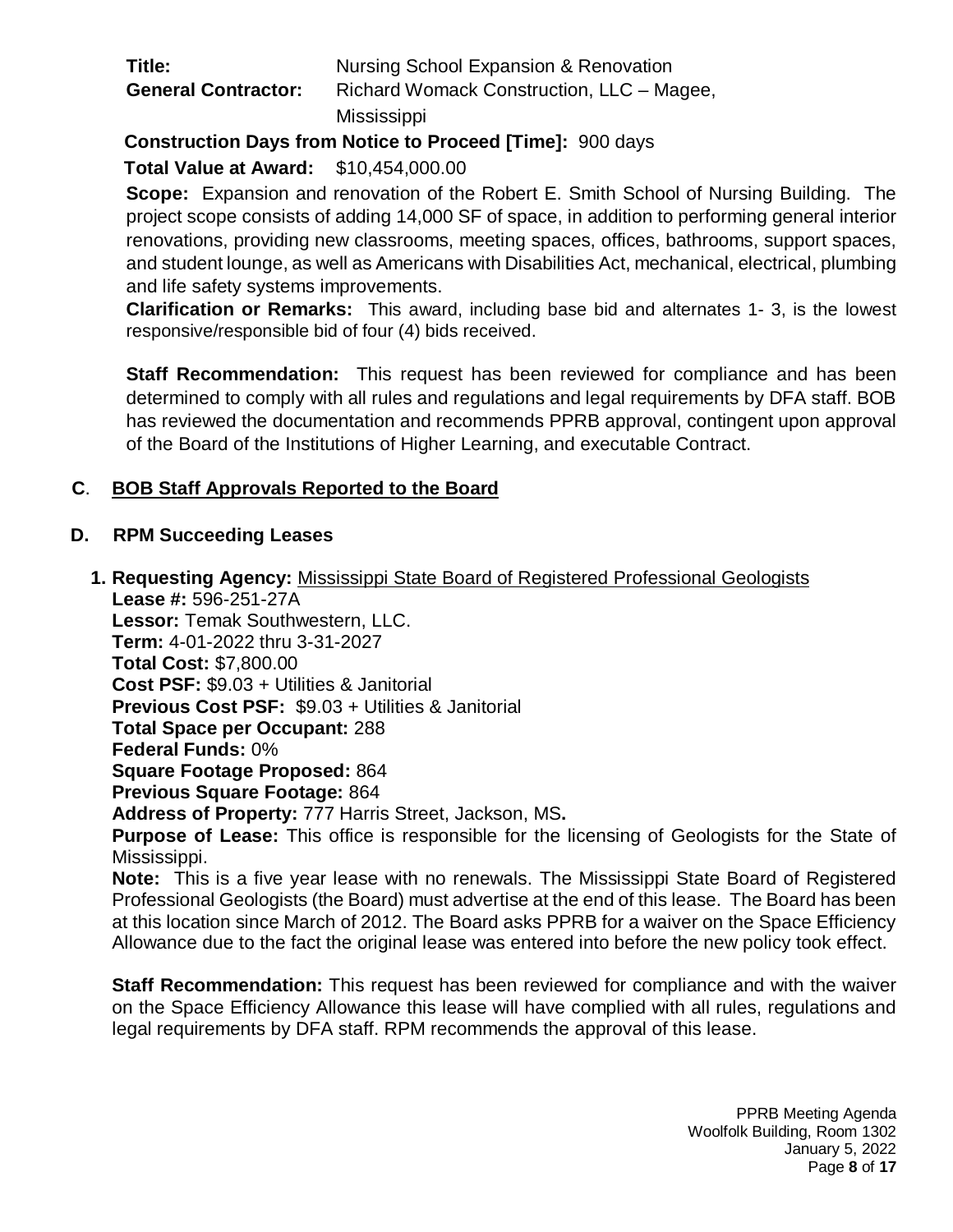**Title:** Nursing School Expansion & Renovation
**General Contractor:** Richard Womack Construction, LLC – Magee, Mississippi

**Construction Days from Notice to Proceed [Time]:** 900 days

**Total Value at Award:** $10,454,000.00

**Scope:** Expansion and renovation of the Robert E. Smith School of Nursing Building. The project scope consists of adding 14,000 SF of space, in addition to performing general interior renovations, providing new classrooms, meeting spaces, offices, bathrooms, support spaces, and student lounge, as well as Americans with Disabilities Act, mechanical, electrical, plumbing and life safety systems improvements.

**Clarification or Remarks:** This award, including base bid and alternates 1- 3, is the lowest responsive/responsible bid of four (4) bids received.

**Staff Recommendation:** This request has been reviewed for compliance and has been determined to comply with all rules and regulations and legal requirements by DFA staff. BOB has reviewed the documentation and recommends PPRB approval, contingent upon approval of the Board of the Institutions of Higher Learning, and executable Contract.

## C. BOB Staff Approvals Reported to the Board

## D. RPM Succeeding Leases

**1. Requesting Agency:** Mississippi State Board of Registered Professional Geologists

**Lease #:** 596-251-27A
**Lessor:** Temak Southwestern, LLC.
**Term:** 4-01-2022 thru 3-31-2027
**Total Cost:** $7,800.00
**Cost PSF:** $9.03 + Utilities & Janitorial
**Previous Cost PSF:** $9.03 + Utilities & Janitorial
**Total Space per Occupant:** 288
**Federal Funds:** 0%
**Square Footage Proposed:** 864
**Previous Square Footage:** 864
**Address of Property:** 777 Harris Street, Jackson, MS**.**

**Purpose of Lease:** This office is responsible for the licensing of Geologists for the State of Mississippi.

**Note:** This is a five year lease with no renewals. The Mississippi State Board of Registered Professional Geologists (the Board) must advertise at the end of this lease. The Board has been at this location since March of 2012. The Board asks PPRB for a waiver on the Space Efficiency Allowance due to the fact the original lease was entered into before the new policy took effect.

**Staff Recommendation:** This request has been reviewed for compliance and with the waiver on the Space Efficiency Allowance this lease will have complied with all rules, regulations and legal requirements by DFA staff. RPM recommends the approval of this lease.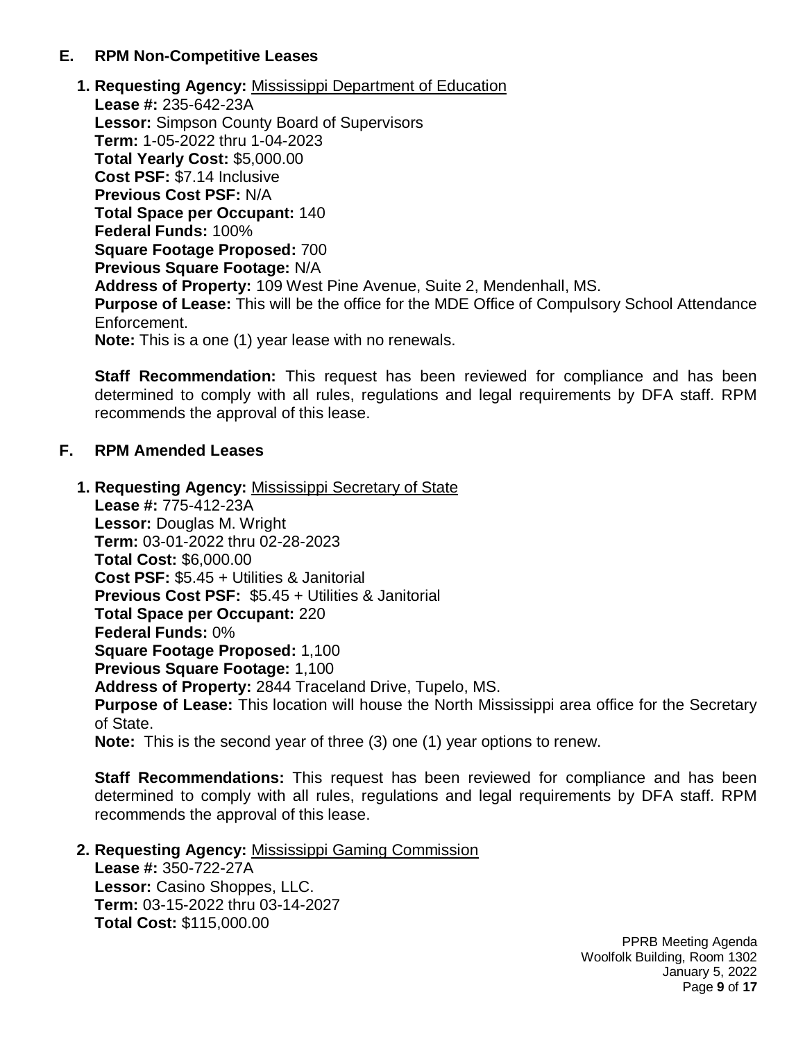## E. RPM Non-Competitive Leases

**1. Requesting Agency:** Mississippi Department of Education
**Lease #:** 235-642-23A
**Lessor:** Simpson County Board of Supervisors
**Term:** 1-05-2022 thru 1-04-2023
**Total Yearly Cost:** $5,000.00
**Cost PSF:** $7.14 Inclusive
**Previous Cost PSF:** N/A
**Total Space per Occupant:** 140
**Federal Funds:** 100%
**Square Footage Proposed:** 700
**Previous Square Footage:** N/A
**Address of Property:** 109 West Pine Avenue, Suite 2, Mendenhall, MS.
**Purpose of Lease:** This will be the office for the MDE Office of Compulsory School Attendance Enforcement.
**Note:** This is a one (1) year lease with no renewals.

**Staff Recommendation:** This request has been reviewed for compliance and has been determined to comply with all rules, regulations and legal requirements by DFA staff. RPM recommends the approval of this lease.

## F. RPM Amended Leases

**1. Requesting Agency:** Mississippi Secretary of State
**Lease #:** 775-412-23A
**Lessor:** Douglas M. Wright
**Term:** 03-01-2022 thru 02-28-2023
**Total Cost:** $6,000.00
**Cost PSF:** $5.45 + Utilities & Janitorial
**Previous Cost PSF:** $5.45 + Utilities & Janitorial
**Total Space per Occupant:** 220
**Federal Funds:** 0%
**Square Footage Proposed:** 1,100
**Previous Square Footage:** 1,100
**Address of Property:** 2844 Traceland Drive, Tupelo, MS.
**Purpose of Lease:** This location will house the North Mississippi area office for the Secretary of State.
**Note:** This is the second year of three (3) one (1) year options to renew.

**Staff Recommendations:** This request has been reviewed for compliance and has been determined to comply with all rules, regulations and legal requirements by DFA staff. RPM recommends the approval of this lease.

**2. Requesting Agency:** Mississippi Gaming Commission
**Lease #:** 350-722-27A
**Lessor:** Casino Shoppes, LLC.
**Term:** 03-15-2022 thru 03-14-2027
**Total Cost:** $115,000.00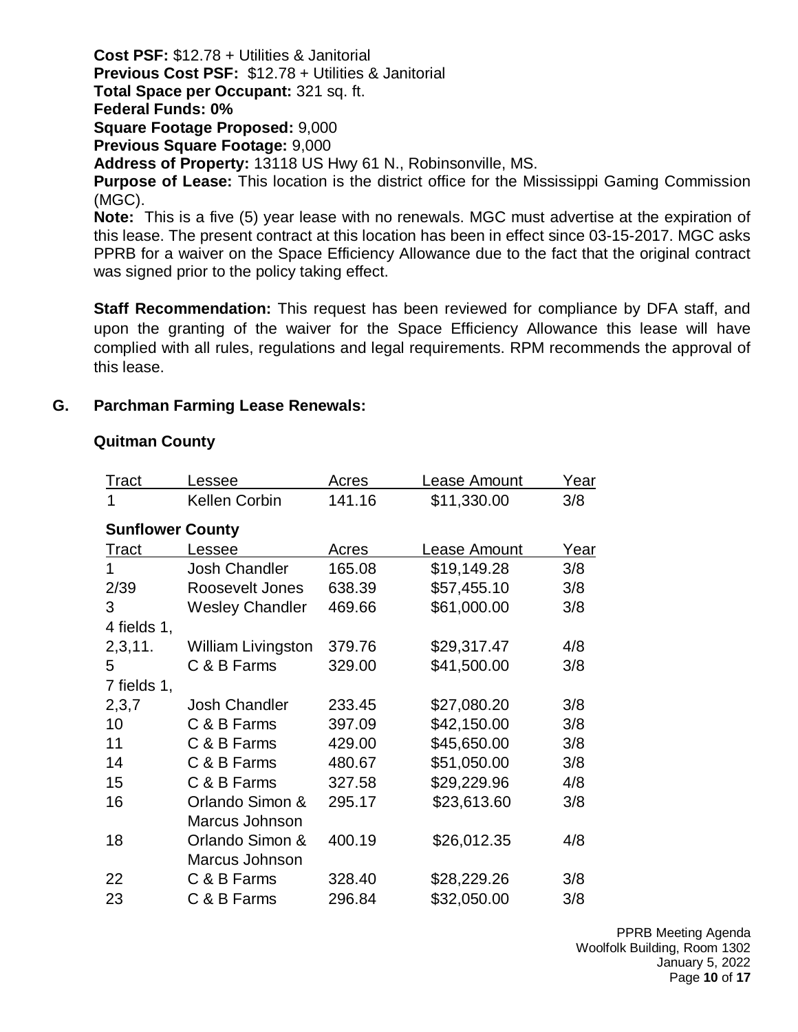**Cost PSF:** $12.78 + Utilities & Janitorial
**Previous Cost PSF:** $12.78 + Utilities & Janitorial
**Total Space per Occupant:** 321 sq. ft.
**Federal Funds: 0%**
**Square Footage Proposed:** 9,000
**Previous Square Footage:** 9,000
**Address of Property:** 13118 US Hwy 61 N., Robinsonville, MS.
**Purpose of Lease:** This location is the district office for the Mississippi Gaming Commission (MGC).
**Note:** This is a five (5) year lease with no renewals. MGC must advertise at the expiration of this lease. The present contract at this location has been in effect since 03-15-2017. MGC asks PPRB for a waiver on the Space Efficiency Allowance due to the fact that the original contract was signed prior to the policy taking effect.

**Staff Recommendation:** This request has been reviewed for compliance by DFA staff, and upon the granting of the waiver for the Space Efficiency Allowance this lease will have complied with all rules, regulations and legal requirements. RPM recommends the approval of this lease.

**G. Parchman Farming Lease Renewals:**

**Quitman County**

| Tract | Lessee | Acres | Lease Amount | Year |
|---|---|---|---|---|
| 1 | Kellen Corbin | 141.16 | $11,330.00 | 3/8 |

**Sunflower County**

| Tract | Lessee | Acres | Lease Amount | Year |
|---|---|---|---|---|
| 1 | Josh Chandler | 165.08 | $19,149.28 | 3/8 |
| 2/39 | Roosevelt Jones | 638.39 | $57,455.10 | 3/8 |
| 3 | Wesley Chandler | 469.66 | $61,000.00 | 3/8 |
| 4 fields 1, 2,3,11. | William Livingston | 379.76 | $29,317.47 | 4/8 |
| 5 | C & B Farms | 329.00 | $41,500.00 | 3/8 |
| 7 fields 1, 2,3,7 | Josh Chandler | 233.45 | $27,080.20 | 3/8 |
| 10 | C & B Farms | 397.09 | $42,150.00 | 3/8 |
| 11 | C & B Farms | 429.00 | $45,650.00 | 3/8 |
| 14 | C & B Farms | 480.67 | $51,050.00 | 3/8 |
| 15 | C & B Farms | 327.58 | $29,229.96 | 4/8 |
| 16 | Orlando Simon & Marcus Johnson | 295.17 | $23,613.60 | 3/8 |
| 18 | Orlando Simon & Marcus Johnson | 400.19 | $26,012.35 | 4/8 |
| 22 | C & B Farms | 328.40 | $28,229.26 | 3/8 |
| 23 | C & B Farms | 296.84 | $32,050.00 | 3/8 |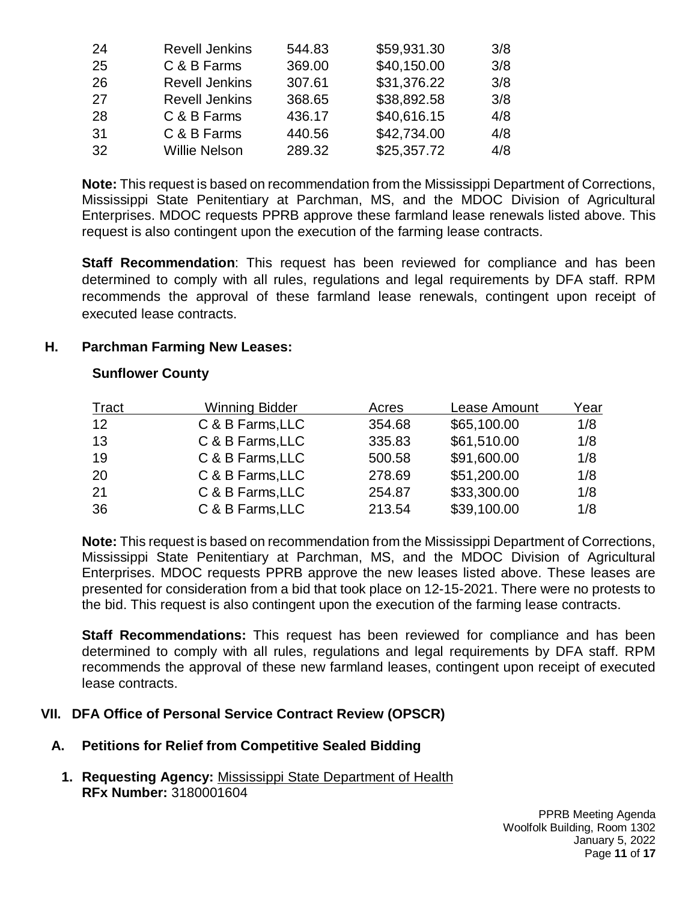| | | | | |
|---|---|---|---|---|
| 24 | Revell Jenkins | 544.83 | $59,931.30 | 3/8 |
| 25 | C & B Farms | 369.00 | $40,150.00 | 3/8 |
| 26 | Revell Jenkins | 307.61 | $31,376.22 | 3/8 |
| 27 | Revell Jenkins | 368.65 | $38,892.58 | 3/8 |
| 28 | C & B Farms | 436.17 | $40,616.15 | 4/8 |
| 31 | C & B Farms | 440.56 | $42,734.00 | 4/8 |
| 32 | Willie Nelson | 289.32 | $25,357.72 | 4/8 |

**Note:** This request is based on recommendation from the Mississippi Department of Corrections, Mississippi State Penitentiary at Parchman, MS, and the MDOC Division of Agricultural Enterprises. MDOC requests PPRB approve these farmland lease renewals listed above. This request is also contingent upon the execution of the farming lease contracts.

**Staff Recommendation**: This request has been reviewed for compliance and has been determined to comply with all rules, regulations and legal requirements by DFA staff. RPM recommends the approval of these farmland lease renewals, contingent upon receipt of executed lease contracts.

### H. Parchman Farming New Leases:

**Sunflower County**

| Tract | Winning Bidder | Acres | Lease Amount | Year |
|---|---|---|---|---|
| 12 | C & B Farms,LLC | 354.68 | $65,100.00 | 1/8 |
| 13 | C & B Farms,LLC | 335.83 | $61,510.00 | 1/8 |
| 19 | C & B Farms,LLC | 500.58 | $91,600.00 | 1/8 |
| 20 | C & B Farms,LLC | 278.69 | $51,200.00 | 1/8 |
| 21 | C & B Farms,LLC | 254.87 | $33,300.00 | 1/8 |
| 36 | C & B Farms,LLC | 213.54 | $39,100.00 | 1/8 |

**Note:** This request is based on recommendation from the Mississippi Department of Corrections, Mississippi State Penitentiary at Parchman, MS, and the MDOC Division of Agricultural Enterprises. MDOC requests PPRB approve the new leases listed above. These leases are presented for consideration from a bid that took place on 12-15-2021. There were no protests to the bid. This request is also contingent upon the execution of the farming lease contracts.

**Staff Recommendations:** This request has been reviewed for compliance and has been determined to comply with all rules, regulations and legal requirements by DFA staff. RPM recommends the approval of these new farmland leases, contingent upon receipt of executed lease contracts.

## VII. DFA Office of Personal Service Contract Review (OPSCR)

### A. Petitions for Relief from Competitive Sealed Bidding

**1. Requesting Agency:** Mississippi State Department of Health
**RFx Number:** 3180001604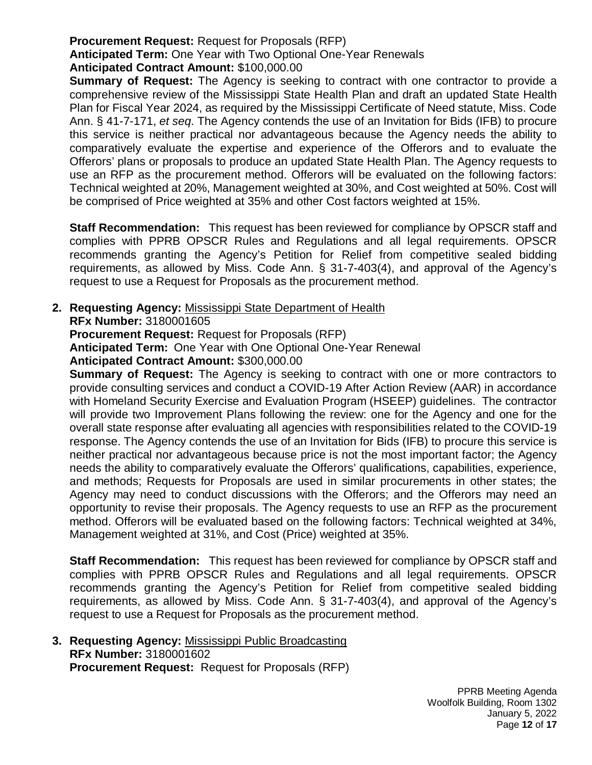**Procurement Request:** Request for Proposals (RFP)
**Anticipated Term:** One Year with Two Optional One-Year Renewals
**Anticipated Contract Amount:** $100,000.00
**Summary of Request:** The Agency is seeking to contract with one contractor to provide a comprehensive review of the Mississippi State Health Plan and draft an updated State Health Plan for Fiscal Year 2024, as required by the Mississippi Certificate of Need statute, Miss. Code Ann. § 41-7-171, *et seq*. The Agency contends the use of an Invitation for Bids (IFB) to procure this service is neither practical nor advantageous because the Agency needs the ability to comparatively evaluate the expertise and experience of the Offerors and to evaluate the Offerors' plans or proposals to produce an updated State Health Plan. The Agency requests to use an RFP as the procurement method. Offerors will be evaluated on the following factors: Technical weighted at 20%, Management weighted at 30%, and Cost weighted at 50%. Cost will be comprised of Price weighted at 35% and other Cost factors weighted at 15%.

**Staff Recommendation:** This request has been reviewed for compliance by OPSCR staff and complies with PPRB OPSCR Rules and Regulations and all legal requirements. OPSCR recommends granting the Agency's Petition for Relief from competitive sealed bidding requirements, as allowed by Miss. Code Ann. § 31-7-403(4), and approval of the Agency's request to use a Request for Proposals as the procurement method.

2. **Requesting Agency:** Mississippi State Department of Health
   **RFx Number:** 3180001605
   **Procurement Request:** Request for Proposals (RFP)
   **Anticipated Term:** One Year with One Optional One-Year Renewal
   **Anticipated Contract Amount:** $300,000.00
   **Summary of Request:** The Agency is seeking to contract with one or more contractors to provide consulting services and conduct a COVID-19 After Action Review (AAR) in accordance with Homeland Security Exercise and Evaluation Program (HSEEP) guidelines. The contractor will provide two Improvement Plans following the review: one for the Agency and one for the overall state response after evaluating all agencies with responsibilities related to the COVID-19 response. The Agency contends the use of an Invitation for Bids (IFB) to procure this service is neither practical nor advantageous because price is not the most important factor; the Agency needs the ability to comparatively evaluate the Offerors' qualifications, capabilities, experience, and methods; Requests for Proposals are used in similar procurements in other states; the Agency may need to conduct discussions with the Offerors; and the Offerors may need an opportunity to revise their proposals. The Agency requests to use an RFP as the procurement method. Offerors will be evaluated based on the following factors: Technical weighted at 34%, Management weighted at 31%, and Cost (Price) weighted at 35%.

   **Staff Recommendation:** This request has been reviewed for compliance by OPSCR staff and complies with PPRB OPSCR Rules and Regulations and all legal requirements. OPSCR recommends granting the Agency's Petition for Relief from competitive sealed bidding requirements, as allowed by Miss. Code Ann. § 31-7-403(4), and approval of the Agency's request to use a Request for Proposals as the procurement method.

3. **Requesting Agency:** Mississippi Public Broadcasting
   **RFx Number:** 3180001602
   **Procurement Request:** Request for Proposals (RFP)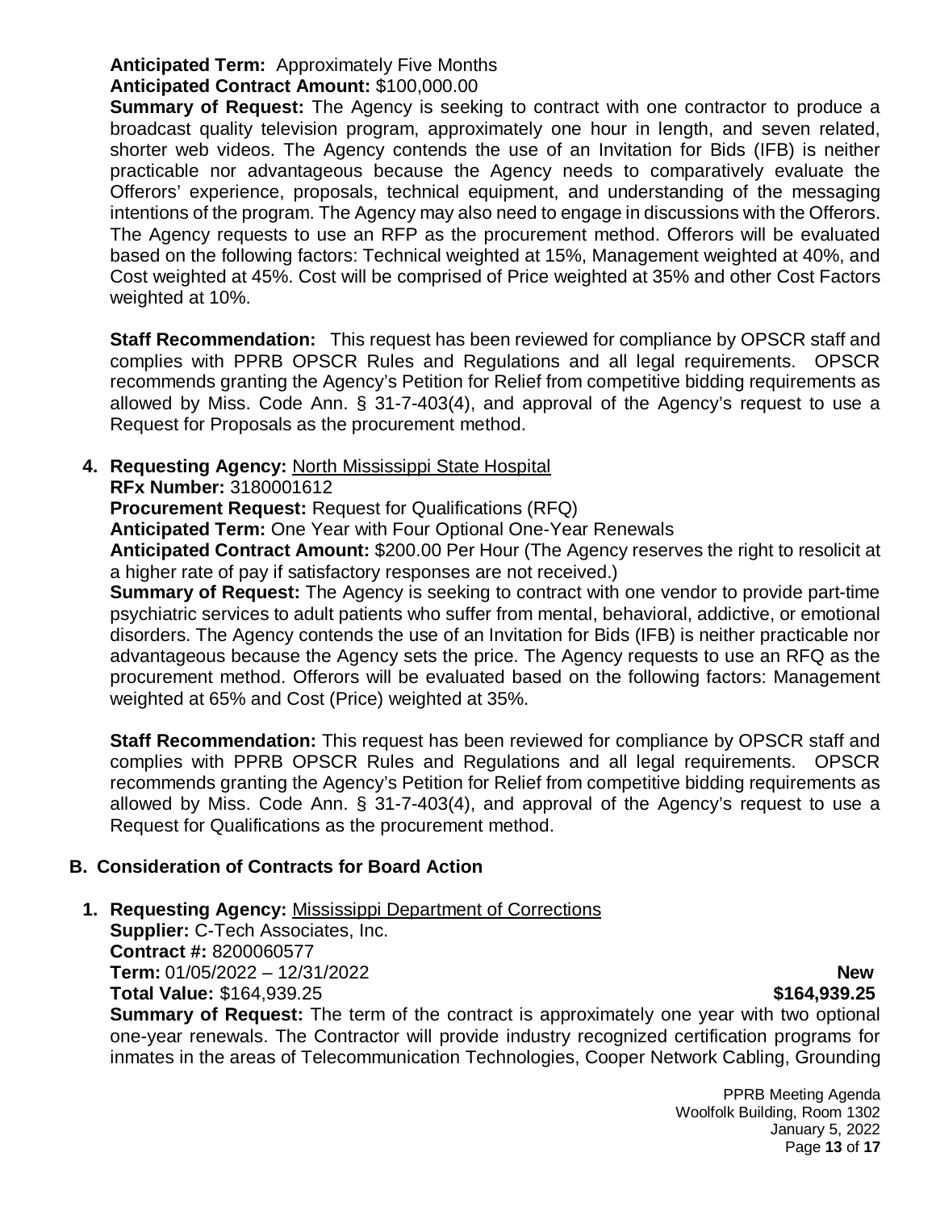**Anticipated Term:** Approximately Five Months
**Anticipated Contract Amount:** $100,000.00
**Summary of Request:** The Agency is seeking to contract with one contractor to produce a broadcast quality television program, approximately one hour in length, and seven related, shorter web videos. The Agency contends the use of an Invitation for Bids (IFB) is neither practicable nor advantageous because the Agency needs to comparatively evaluate the Offerors' experience, proposals, technical equipment, and understanding of the messaging intentions of the program. The Agency may also need to engage in discussions with the Offerors. The Agency requests to use an RFP as the procurement method. Offerors will be evaluated based on the following factors: Technical weighted at 15%, Management weighted at 40%, and Cost weighted at 45%. Cost will be comprised of Price weighted at 35% and other Cost Factors weighted at 10%.

**Staff Recommendation:** This request has been reviewed for compliance by OPSCR staff and complies with PPRB OPSCR Rules and Regulations and all legal requirements. OPSCR recommends granting the Agency's Petition for Relief from competitive bidding requirements as allowed by Miss. Code Ann. § 31-7-403(4), and approval of the Agency's request to use a Request for Proposals as the procurement method.

4. **Requesting Agency:** North Mississippi State Hospital
**RFx Number:** 3180001612
**Procurement Request:** Request for Qualifications (RFQ)
**Anticipated Term:** One Year with Four Optional One-Year Renewals
**Anticipated Contract Amount:** $200.00 Per Hour (The Agency reserves the right to resolicit at a higher rate of pay if satisfactory responses are not received.)
**Summary of Request:** The Agency is seeking to contract with one vendor to provide part-time psychiatric services to adult patients who suffer from mental, behavioral, addictive, or emotional disorders. The Agency contends the use of an Invitation for Bids (IFB) is neither practicable nor advantageous because the Agency sets the price. The Agency requests to use an RFQ as the procurement method. Offerors will be evaluated based on the following factors: Management weighted at 65% and Cost (Price) weighted at 35%.

**Staff Recommendation:** This request has been reviewed for compliance by OPSCR staff and complies with PPRB OPSCR Rules and Regulations and all legal requirements. OPSCR recommends granting the Agency's Petition for Relief from competitive bidding requirements as allowed by Miss. Code Ann. § 31-7-403(4), and approval of the Agency's request to use a Request for Qualifications as the procurement method.

## B. Consideration of Contracts for Board Action

1. **Requesting Agency:** Mississippi Department of Corrections
**Supplier:** C-Tech Associates, Inc.
**Contract #:** 8200060577
**Term:** 01/05/2022 – 12/31/2022 **New**
**Total Value:** $164,939.25 **$164,939.25**
**Summary of Request:** The term of the contract is approximately one year with two optional one-year renewals. The Contractor will provide industry recognized certification programs for inmates in the areas of Telecommunication Technologies, Cooper Network Cabling, Grounding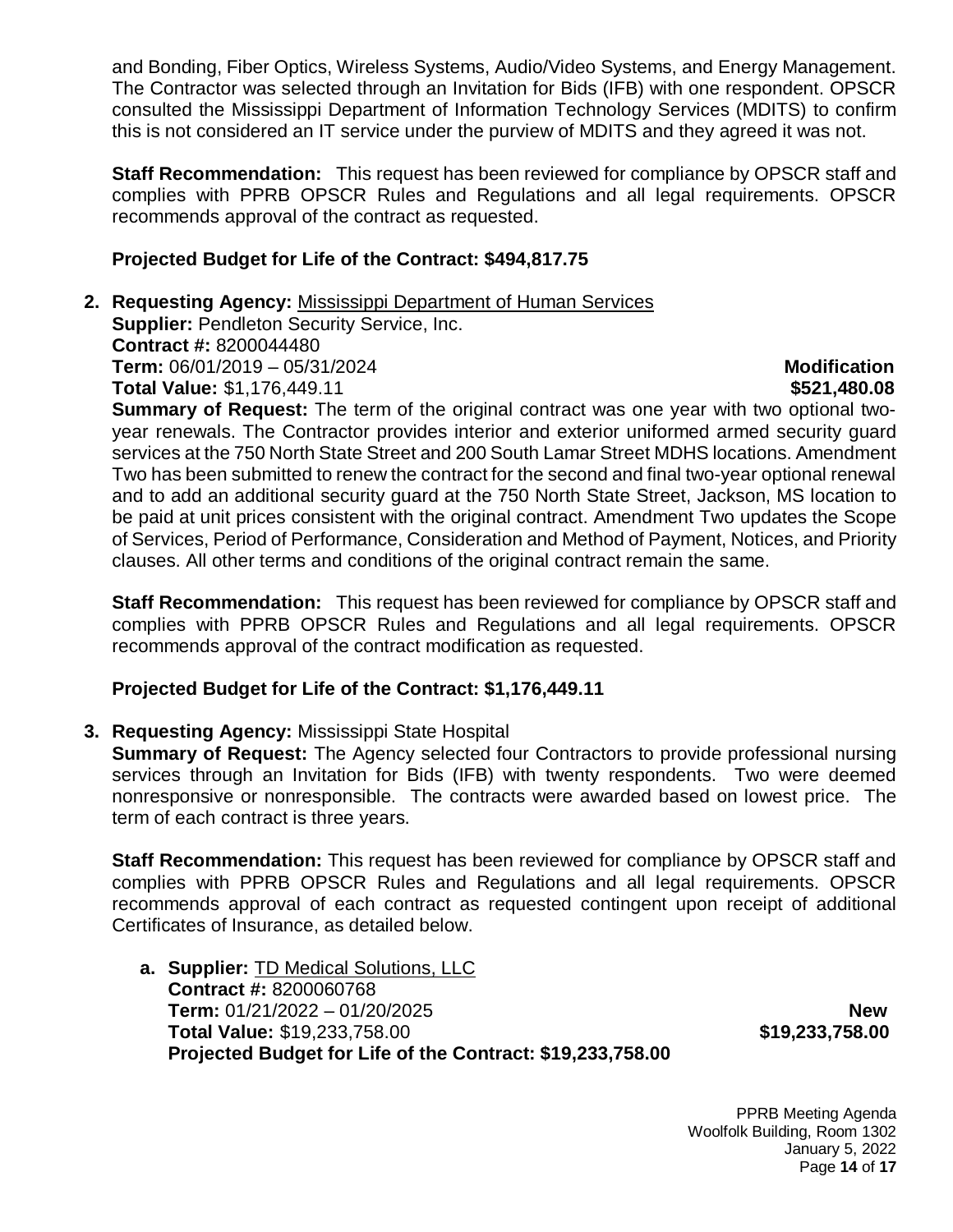and Bonding, Fiber Optics, Wireless Systems, Audio/Video Systems, and Energy Management. The Contractor was selected through an Invitation for Bids (IFB) with one respondent. OPSCR consulted the Mississippi Department of Information Technology Services (MDITS) to confirm this is not considered an IT service under the purview of MDITS and they agreed it was not.

**Staff Recommendation:** This request has been reviewed for compliance by OPSCR staff and complies with PPRB OPSCR Rules and Regulations and all legal requirements. OPSCR recommends approval of the contract as requested.

**Projected Budget for Life of the Contract: $494,817.75**

2. **Requesting Agency:** Mississippi Department of Human Services
   **Supplier:** Pendleton Security Service, Inc.
   **Contract #:** 8200044480
   **Term:** 06/01/2019 – 05/31/2024 **Modification**
   **Total Value:** $1,176,449.11 **$521,480.08**
   **Summary of Request:** The term of the original contract was one year with two optional two-year renewals. The Contractor provides interior and exterior uniformed armed security guard services at the 750 North State Street and 200 South Lamar Street MDHS locations. Amendment Two has been submitted to renew the contract for the second and final two-year optional renewal and to add an additional security guard at the 750 North State Street, Jackson, MS location to be paid at unit prices consistent with the original contract. Amendment Two updates the Scope of Services, Period of Performance, Consideration and Method of Payment, Notices, and Priority clauses. All other terms and conditions of the original contract remain the same.

   **Staff Recommendation:** This request has been reviewed for compliance by OPSCR staff and complies with PPRB OPSCR Rules and Regulations and all legal requirements. OPSCR recommends approval of the contract modification as requested.

   **Projected Budget for Life of the Contract: $1,176,449.11**

3. **Requesting Agency:** Mississippi State Hospital
   **Summary of Request:** The Agency selected four Contractors to provide professional nursing services through an Invitation for Bids (IFB) with twenty respondents. Two were deemed nonresponsive or nonresponsible. The contracts were awarded based on lowest price. The term of each contract is three years.

   **Staff Recommendation:** This request has been reviewed for compliance by OPSCR staff and complies with PPRB OPSCR Rules and Regulations and all legal requirements. OPSCR recommends approval of each contract as requested contingent upon receipt of additional Certificates of Insurance, as detailed below.

   a. **Supplier:** TD Medical Solutions, LLC
      **Contract #:** 8200060768
      **Term:** 01/21/2022 – 01/20/2025 **New**
      **Total Value:** $19,233,758.00 **$19,233,758.00**
      **Projected Budget for Life of the Contract: $19,233,758.00**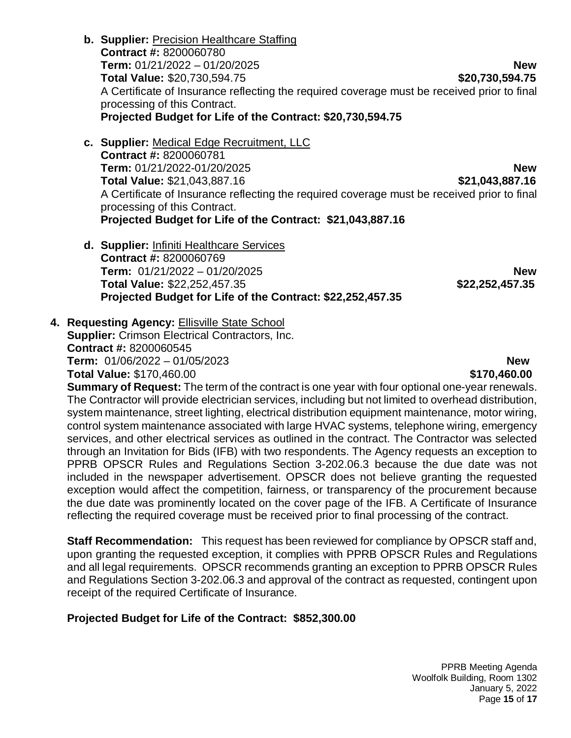- **b. Supplier:** Precision Healthcare Staffing
  **Contract #:** 8200060780
  **Term:** 01/21/2022 – 01/20/2025 **New**
  **Total Value:** $20,730,594.75 **$20,730,594.75**
  A Certificate of Insurance reflecting the required coverage must be received prior to final processing of this Contract.
  **Projected Budget for Life of the Contract: $20,730,594.75**

- **c. Supplier:** Medical Edge Recruitment, LLC
  **Contract #:** 8200060781
  **Term:** 01/21/2022-01/20/2025 **New**
  **Total Value:** $21,043,887.16 **$21,043,887.16**
  A Certificate of Insurance reflecting the required coverage must be received prior to final processing of this Contract.
  **Projected Budget for Life of the Contract: $21,043,887.16**

- **d. Supplier:** Infiniti Healthcare Services
  **Contract #:** 8200060769
  **Term:** 01/21/2022 – 01/20/2025 **New**
  **Total Value:** $22,252,457.35 **$22,252,457.35**
  **Projected Budget for Life of the Contract: $22,252,457.35**

**4. Requesting Agency:** Ellisville State School
**Supplier:** Crimson Electrical Contractors, Inc.
**Contract #:** 8200060545
**Term:** 01/06/2022 – 01/05/2023 **New**
**Total Value:** $170,460.00 **$170,460.00**
**Summary of Request:** The term of the contract is one year with four optional one-year renewals. The Contractor will provide electrician services, including but not limited to overhead distribution, system maintenance, street lighting, electrical distribution equipment maintenance, motor wiring, control system maintenance associated with large HVAC systems, telephone wiring, emergency services, and other electrical services as outlined in the contract. The Contractor was selected through an Invitation for Bids (IFB) with two respondents. The Agency requests an exception to PPRB OPSCR Rules and Regulations Section 3-202.06.3 because the due date was not included in the newspaper advertisement. OPSCR does not believe granting the requested exception would affect the competition, fairness, or transparency of the procurement because the due date was prominently located on the cover page of the IFB. A Certificate of Insurance reflecting the required coverage must be received prior to final processing of the contract.

**Staff Recommendation:** This request has been reviewed for compliance by OPSCR staff and, upon granting the requested exception, it complies with PPRB OPSCR Rules and Regulations and all legal requirements. OPSCR recommends granting an exception to PPRB OPSCR Rules and Regulations Section 3-202.06.3 and approval of the contract as requested, contingent upon receipt of the required Certificate of Insurance.

**Projected Budget for Life of the Contract: $852,300.00**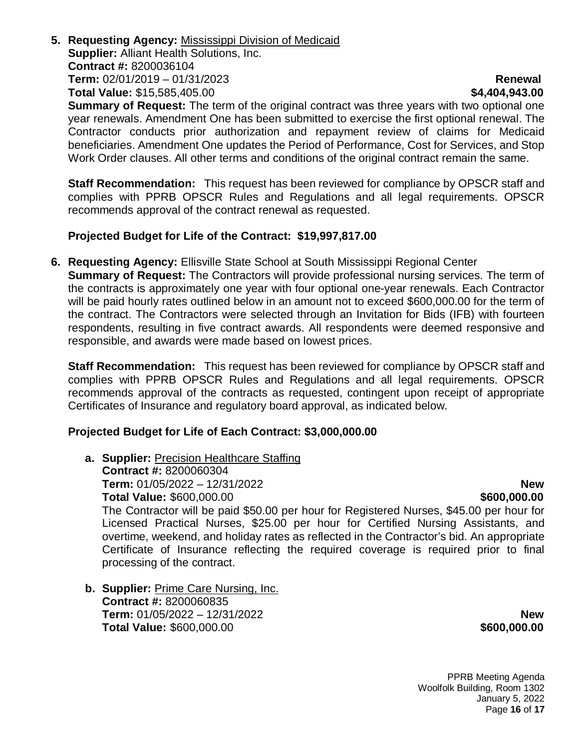5. **Requesting Agency:** Mississippi Division of Medicaid
   **Supplier:** Alliant Health Solutions, Inc.
   **Contract #:** 8200036104
   **Term:** 02/01/2019 – 01/31/2023 **Renewal**
   **Total Value:** $15,585,405.00 **$4,404,943.00**
   **Summary of Request:** The term of the original contract was three years with two optional one year renewals. Amendment One has been submitted to exercise the first optional renewal. The Contractor conducts prior authorization and repayment review of claims for Medicaid beneficiaries. Amendment One updates the Period of Performance, Cost for Services, and Stop Work Order clauses. All other terms and conditions of the original contract remain the same.

   **Staff Recommendation:** This request has been reviewed for compliance by OPSCR staff and complies with PPRB OPSCR Rules and Regulations and all legal requirements. OPSCR recommends approval of the contract renewal as requested.

   **Projected Budget for Life of the Contract: $19,997,817.00**

6. **Requesting Agency:** Ellisville State School at South Mississippi Regional Center
   **Summary of Request:** The Contractors will provide professional nursing services. The term of the contracts is approximately one year with four optional one-year renewals. Each Contractor will be paid hourly rates outlined below in an amount not to exceed $600,000.00 for the term of the contract. The Contractors were selected through an Invitation for Bids (IFB) with fourteen respondents, resulting in five contract awards. All respondents were deemed responsive and responsible, and awards were made based on lowest prices.

   **Staff Recommendation:** This request has been reviewed for compliance by OPSCR staff and complies with PPRB OPSCR Rules and Regulations and all legal requirements. OPSCR recommends approval of the contracts as requested, contingent upon receipt of appropriate Certificates of Insurance and regulatory board approval, as indicated below.

   **Projected Budget for Life of Each Contract: $3,000,000.00**

   a. **Supplier:** Precision Healthcare Staffing
      **Contract #:** 8200060304
      **Term:** 01/05/2022 – 12/31/2022 **New**
      **Total Value:** $600,000.00 **$600,000.00**
      The Contractor will be paid $50.00 per hour for Registered Nurses, $45.00 per hour for Licensed Practical Nurses, $25.00 per hour for Certified Nursing Assistants, and overtime, weekend, and holiday rates as reflected in the Contractor's bid. An appropriate Certificate of Insurance reflecting the required coverage is required prior to final processing of the contract.

   b. **Supplier:** Prime Care Nursing, Inc.
      **Contract #:** 8200060835
      **Term:** 01/05/2022 – 12/31/2022 **New**
      **Total Value:** $600,000.00 **$600,000.00**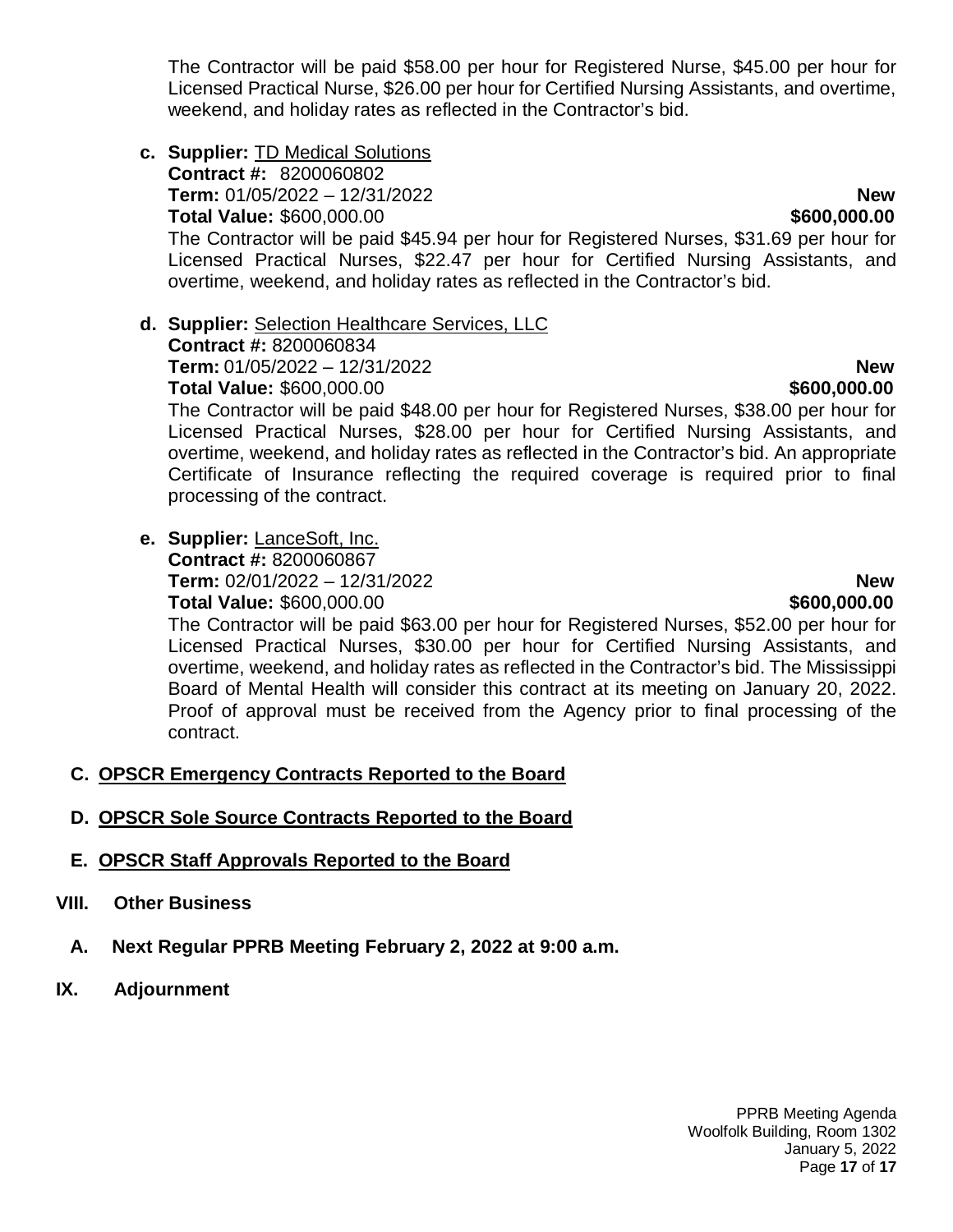The Contractor will be paid $58.00 per hour for Registered Nurse, $45.00 per hour for Licensed Practical Nurse, $26.00 per hour for Certified Nursing Assistants, and overtime, weekend, and holiday rates as reflected in the Contractor's bid.

**c. Supplier:** TD Medical Solutions
**Contract #:** 8200060802
**Term:** 01/05/2022 – 12/31/2022 **New**
**Total Value:** $600,000.00 **$600,000.00**
The Contractor will be paid $45.94 per hour for Registered Nurses, $31.69 per hour for Licensed Practical Nurses, $22.47 per hour for Certified Nursing Assistants, and overtime, weekend, and holiday rates as reflected in the Contractor's bid.

**d. Supplier:** Selection Healthcare Services, LLC
**Contract #:** 8200060834
**Term:** 01/05/2022 – 12/31/2022 **New**
**Total Value:** $600,000.00 **$600,000.00**
The Contractor will be paid $48.00 per hour for Registered Nurses, $38.00 per hour for Licensed Practical Nurses, $28.00 per hour for Certified Nursing Assistants, and overtime, weekend, and holiday rates as reflected in the Contractor's bid. An appropriate Certificate of Insurance reflecting the required coverage is required prior to final processing of the contract.

**e. Supplier:** LanceSoft, Inc.
**Contract #:** 8200060867
**Term:** 02/01/2022 – 12/31/2022 **New**
**Total Value:** $600,000.00 **$600,000.00**
The Contractor will be paid $63.00 per hour for Registered Nurses, $52.00 per hour for Licensed Practical Nurses, $30.00 per hour for Certified Nursing Assistants, and overtime, weekend, and holiday rates as reflected in the Contractor's bid. The Mississippi Board of Mental Health will consider this contract at its meeting on January 20, 2022. Proof of approval must be received from the Agency prior to final processing of the contract.

**C. OPSCR Emergency Contracts Reported to the Board**

**D. OPSCR Sole Source Contracts Reported to the Board**

**E. OPSCR Staff Approvals Reported to the Board**

## VIII. Other Business

**A. Next Regular PPRB Meeting February 2, 2022 at 9:00 a.m.**

## IX. Adjournment